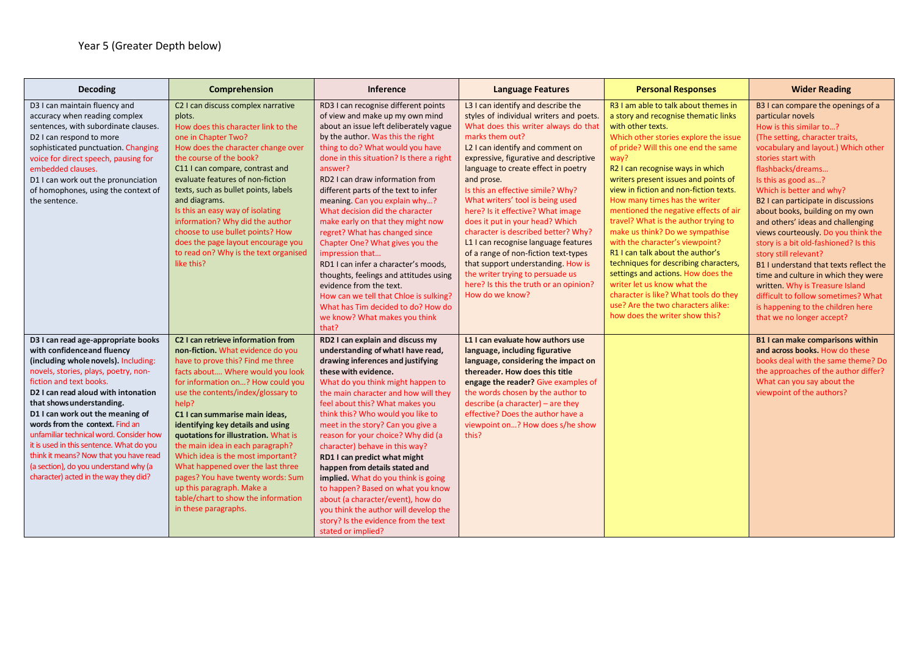Year 5 (Greater Depth below)

| Decoding | Comprehension | Inference | Language Features | Personal Responses | Wider Reading |
|---|---|---|---|---|---|
| D3 I can maintain fluency and accuracy when reading complex sentences, with subordinate clauses.<br>D2 I can respond to more sophisticated punctuation. Changing voice for direct speech, pausing for embedded clauses.<br>D1 I can work out the pronunciation of homophones, using the context of the sentence. | C2 I can discuss complex narrative plots.<br>How does this character link to the one in Chapter Two?<br>How does the character change over the course of the book?<br>C11 I can compare, contrast and evaluate features of non-fiction texts, such as bullet points, labels and diagrams.<br>Is this an easy way of isolating information? Why did the author choose to use bullet points? How does the page layout encourage you to read on? Why is the text organised like this? | RD3 I can recognise different points of view and make up my own mind about an issue left deliberately vague by the author. Was this the right thing to do? What would you have done in this situation? Is there a right answer?<br>RD2 I can draw information from different parts of the text to infer meaning. Can you explain why…? What decision did the character make early on that they might now regret? What has changed since Chapter One? What gives you the impression that…<br>RD1 I can infer a character's moods, thoughts, feelings and attitudes using evidence from the text.<br>How can we tell that Chloe is sulking? What has Tim decided to do? How do we know? What makes you think that? | L3 I can identify and describe the styles of individual writers and poets. What does this writer always do that marks them out?<br>L2 I can identify and comment on expressive, figurative and descriptive language to create effect in poetry and prose.<br>Is this an effective simile? Why? What writers' tool is being used here? Is it effective? What image does it put in your head? Which character is described better? Why?<br>L1 I can recognise language features of a range of non-fiction text-types that support understanding. How is the writer trying to persuade us here? Is this the truth or an opinion? How do we know? | R3 I am able to talk about themes in a story and recognise thematic links with other texts.<br>Which other stories explore the issue of pride? Will this one end the same way?<br>R2 I can recognise ways in which writers present issues and points of view in fiction and non-fiction texts. How many times has the writer mentioned the negative effects of air travel? What is the author trying to make us think? Do we sympathise with the character's viewpoint?<br>R1 I can talk about the author's techniques for describing characters, settings and actions. How does the writer let us know what the character is like? What tools do they use? Are the two characters alike: how does the writer show this? | B3 I can compare the openings of a particular novels<br>How is this similar to…?<br>(The setting, character traits, vocabulary and layout.) Which other stories start with flashbacks/dreams…<br>Is this as good as…?<br>Which is better and why?<br>B2 I can participate in discussions about books, building on my own and others' ideas and challenging views courteously. Do you think the story is a bit old-fashioned? Is this story still relevant?<br>B1 I understand that texts reflect the time and culture in which they were written. Why is Treasure Island difficult to follow sometimes? What is happening to the children here that we no longer accept? |
| **D3 I can read age-appropriate books with confidence and fluency (including whole novels).** Including: novels, stories, plays, poetry, non-fiction and text books.<br>**D2 I can read aloud with intonation that shows understanding.**<br>**D1 I can work out the meaning of words from the context.** Find an unfamiliar technical word. Consider how it is used in this sentence. What do you think it means? Now that you have read (a section), do you understand why (a character) acted in the way they did? | **C2 I can retrieve information from non-fiction.** What evidence do you have to prove this? Find me three facts about…. Where would you look for information on…? How could you use the contents/index/glossary to help?<br>**C1 I can summarise main ideas, identifying key details and using quotations for illustration.** What is the main idea in each paragraph? Which idea is the most important? What happened over the last three pages? You have twenty words: Sum up this paragraph. Make a table/chart to show the information in these paragraphs. | **RD2 I can explain and discuss my understanding of what I have read, drawing inferences and justifying these with evidence.**<br>What do you think might happen to the main character and how will they feel about this? What makes you think this? Who would you like to meet in the story? Can you give a reason for your choice? Why did (a character) behave in this way?<br>**RD1 I can predict what might happen from details stated and implied.** What do you think is going to happen? Based on what you know about (a character/event), how do you think the author will develop the story? Is the evidence from the text stated or implied? | **L1 I can evaluate how authors use language, including figurative language, considering the impact on the reader. How does this title engage the reader?** Give examples of the words chosen by the author to describe (a character) – are they effective? Does the author have a viewpoint on…? How does s/he show this? | | **B1 I can make comparisons within and across books.** How do these books deal with the same theme? Do the approaches of the author differ? What can you say about the viewpoint of the authors? |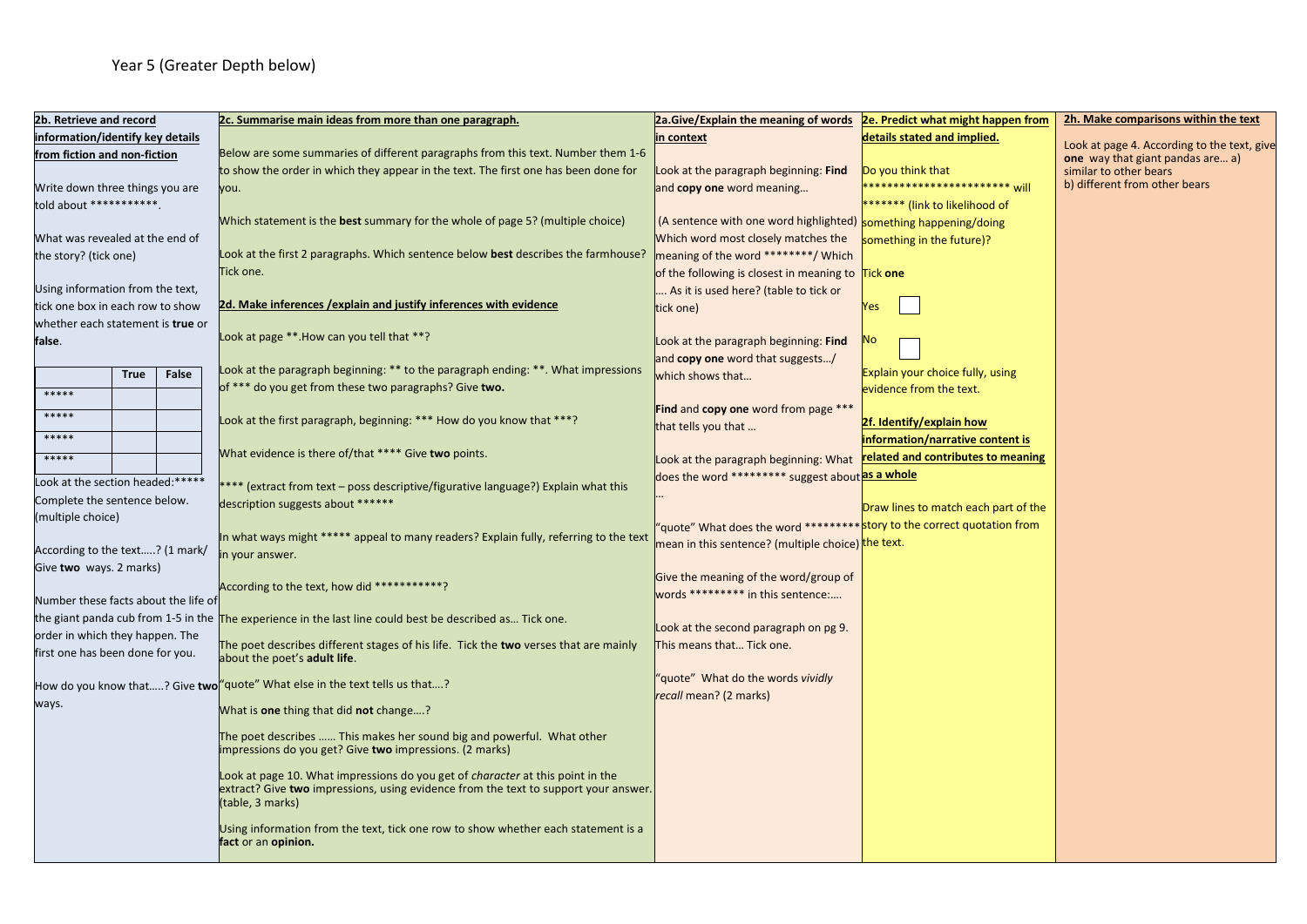Year 5 (Greater Depth below)

## 2b. Retrieve and record information/identify key details from fiction and non-fiction

Write down three things you are told about ***********.

What was revealed at the end of the story? (tick one)

Using information from the text, tick one box in each row to show whether each statement is **true** or **false**.

| | True | False |
|---|---|---|
| ***** | | |
| ***** | | |
| ***** | | |
| ***** | | |

Look at the section headed:***** Complete the sentence below. (multiple choice)

According to the text…..? (1 mark/ Give **two** ways. 2 marks)

Number these facts about the life of the giant panda cub from 1-5 in the order in which they happen. The first one has been done for you.

How do you know that…..? Give **two** ways.

## 2c. Summarise main ideas from more than one paragraph.

Below are some summaries of different paragraphs from this text. Number them 1-6 to show the order in which they appear in the text. The first one has been done for you.

Which statement is the **best** summary for the whole of page 5? (multiple choice)

Look at the first 2 paragraphs. Which sentence below **best** describes the farmhouse? Tick one.

## 2d. Make inferences /explain and justify inferences with evidence

Look at page **.How can you tell that **?

Look at the paragraph beginning: ** to the paragraph ending: **. What impressions of *** do you get from these two paragraphs? Give **two.**

Look at the first paragraph, beginning: *** How do you know that ***?

What evidence is there of/that **** Give **two** points.

**** (extract from text – poss descriptive/figurative language?) Explain what this description suggests about ******

In what ways might ***** appeal to many readers? Explain fully, referring to the text in your answer.

According to the text, how did ***********?

The experience in the last line could best be described as… Tick one.

The poet describes different stages of his life. Tick the **two** verses that are mainly about the poet's **adult life**.

"quote" What else in the text tells us that….?

What is **one** thing that did **not** change….?

The poet describes …… This makes her sound big and powerful. What other impressions do you get? Give **two** impressions. (2 marks)

Look at page 10. What impressions do you get of *character* at this point in the extract? Give **two** impressions, using evidence from the text to support your answer. (table, 3 marks)

Using information from the text, tick one row to show whether each statement is a **fact** or an **opinion.**

## 2a.Give/Explain the meaning of words in context

Look at the paragraph beginning: **Find** and **copy one** word meaning…

(A sentence with one word highlighted) Which word most closely matches the meaning of the word ********/ Which of the following is closest in meaning to …. As it is used here? (table to tick or tick one)

Look at the paragraph beginning: **Find** and **copy one** word that suggests…/ which shows that…

**Find** and **copy one** word from page *** that tells you that …

Look at the paragraph beginning: What does the word ********* suggest about …

"quote" What does the word ********* mean in this sentence? (multiple choice)

Give the meaning of the word/group of words ********* in this sentence:….

Look at the second paragraph on pg 9. This means that… Tick one.

"quote" What do the words *vividly recall* mean? (2 marks)

## 2e. Predict what might happen from details stated and implied.

Do you think that *********************** will ******* (link to likelihood of something happening/doing something in the future)?

Tick **one**

Yes ☐

No ☐

Explain your choice fully, using evidence from the text.

## 2f. Identify/explain how information/narrative content is related and contributes to meaning as a whole

Draw lines to match each part of the story to the correct quotation from the text.

## 2h. Make comparisons within the text

Look at page 4. According to the text, give **one** way that giant pandas are… a) similar to other bears b) different from other bears